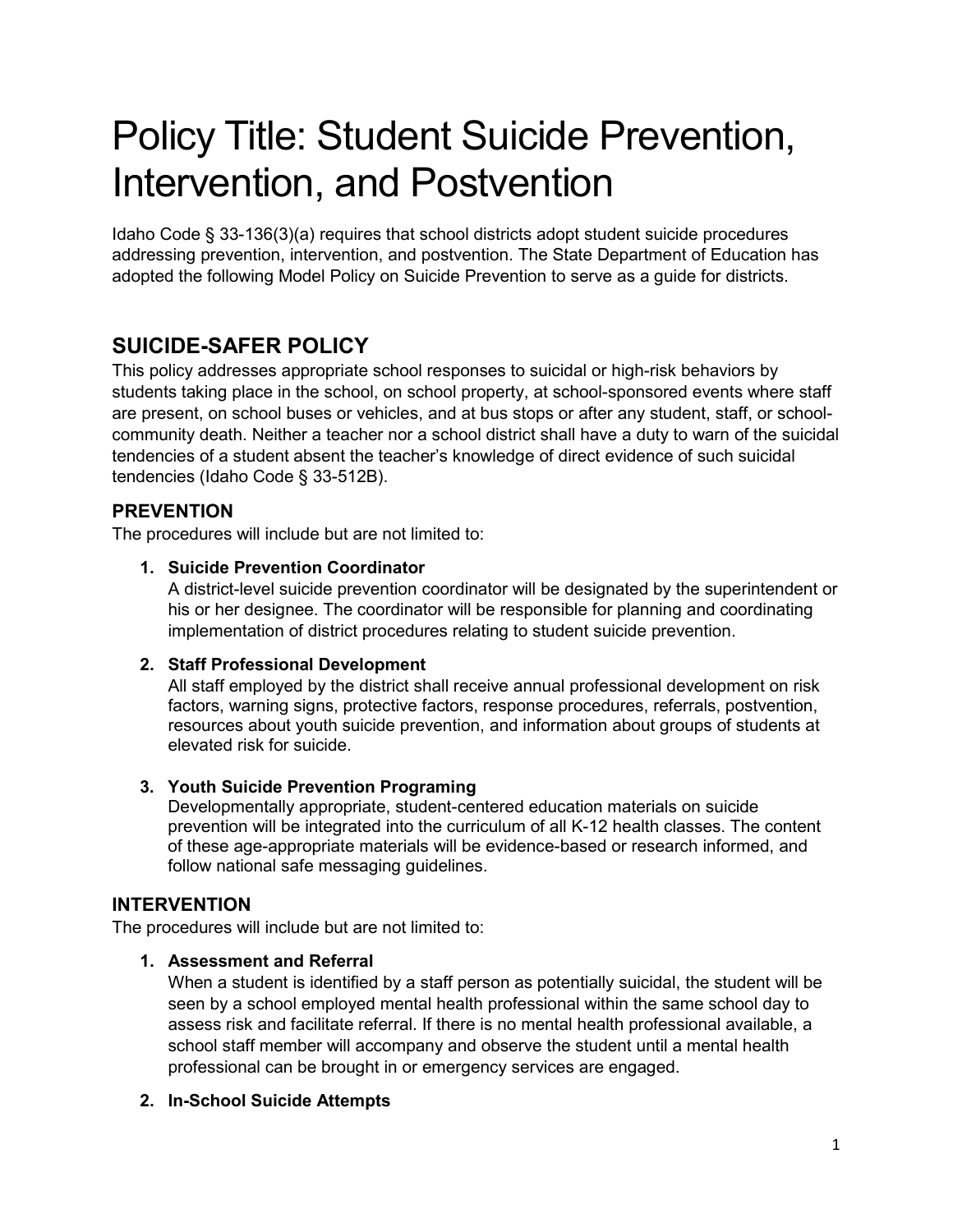# Policy Title: Student Suicide Prevention, Intervention, and Postvention

Idaho Code § 33-136(3)(a) requires that school districts adopt student suicide procedures addressing prevention, intervention, and postvention. The State Department of Education has adopted the following Model Policy on Suicide Prevention to serve as a guide for districts.

## SUICIDE-SAFER POLICY

This policy addresses appropriate school responses to suicidal or high-risk behaviors by students taking place in the school, on school property, at school-sponsored events where staff are present, on school buses or vehicles, and at bus stops or after any student, staff, or school-community death. Neither a teacher nor a school district shall have a duty to warn of the suicidal tendencies of a student absent the teacher's knowledge of direct evidence of such suicidal tendencies (Idaho Code § 33-512B).

### PREVENTION

The procedures will include but are not limited to:

1. **Suicide Prevention Coordinator**
   A district-level suicide prevention coordinator will be designated by the superintendent or his or her designee. The coordinator will be responsible for planning and coordinating implementation of district procedures relating to student suicide prevention.

2. **Staff Professional Development**
   All staff employed by the district shall receive annual professional development on risk factors, warning signs, protective factors, response procedures, referrals, postvention, resources about youth suicide prevention, and information about groups of students at elevated risk for suicide.

3. **Youth Suicide Prevention Programing**
   Developmentally appropriate, student-centered education materials on suicide prevention will be integrated into the curriculum of all K-12 health classes. The content of these age-appropriate materials will be evidence-based or research informed, and follow national safe messaging guidelines.

### INTERVENTION

The procedures will include but are not limited to:

1. **Assessment and Referral**
   When a student is identified by a staff person as potentially suicidal, the student will be seen by a school employed mental health professional within the same school day to assess risk and facilitate referral. If there is no mental health professional available, a school staff member will accompany and observe the student until a mental health professional can be brought in or emergency services are engaged.

2. **In-School Suicide Attempts**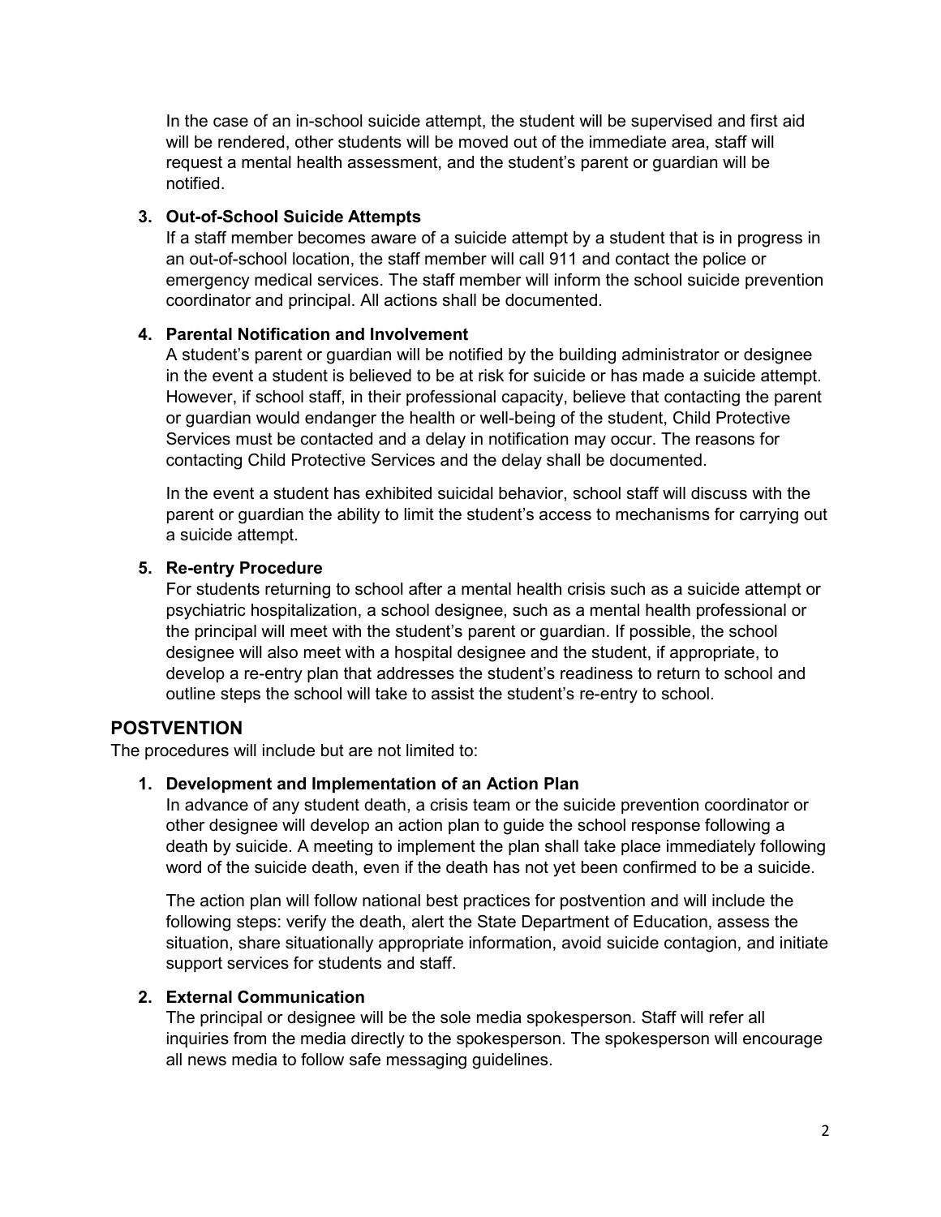In the case of an in-school suicide attempt, the student will be supervised and first aid will be rendered, other students will be moved out of the immediate area, staff will request a mental health assessment, and the student's parent or guardian will be notified.

3. **Out-of-School Suicide Attempts**
   If a staff member becomes aware of a suicide attempt by a student that is in progress in an out-of-school location, the staff member will call 911 and contact the police or emergency medical services. The staff member will inform the school suicide prevention coordinator and principal. All actions shall be documented.

4. **Parental Notification and Involvement**
   A student's parent or guardian will be notified by the building administrator or designee in the event a student is believed to be at risk for suicide or has made a suicide attempt. However, if school staff, in their professional capacity, believe that contacting the parent or guardian would endanger the health or well-being of the student, Child Protective Services must be contacted and a delay in notification may occur. The reasons for contacting Child Protective Services and the delay shall be documented.

   In the event a student has exhibited suicidal behavior, school staff will discuss with the parent or guardian the ability to limit the student's access to mechanisms for carrying out a suicide attempt.

5. **Re-entry Procedure**
   For students returning to school after a mental health crisis such as a suicide attempt or psychiatric hospitalization, a school designee, such as a mental health professional or the principal will meet with the student's parent or guardian. If possible, the school designee will also meet with a hospital designee and the student, if appropriate, to develop a re-entry plan that addresses the student's readiness to return to school and outline steps the school will take to assist the student's re-entry to school.

## POSTVENTION

The procedures will include but are not limited to:

1. **Development and Implementation of an Action Plan**
   In advance of any student death, a crisis team or the suicide prevention coordinator or other designee will develop an action plan to guide the school response following a death by suicide. A meeting to implement the plan shall take place immediately following word of the suicide death, even if the death has not yet been confirmed to be a suicide.

   The action plan will follow national best practices for postvention and will include the following steps: verify the death, alert the State Department of Education, assess the situation, share situationally appropriate information, avoid suicide contagion, and initiate support services for students and staff.

2. **External Communication**
   The principal or designee will be the sole media spokesperson. Staff will refer all inquiries from the media directly to the spokesperson. The spokesperson will encourage all news media to follow safe messaging guidelines.